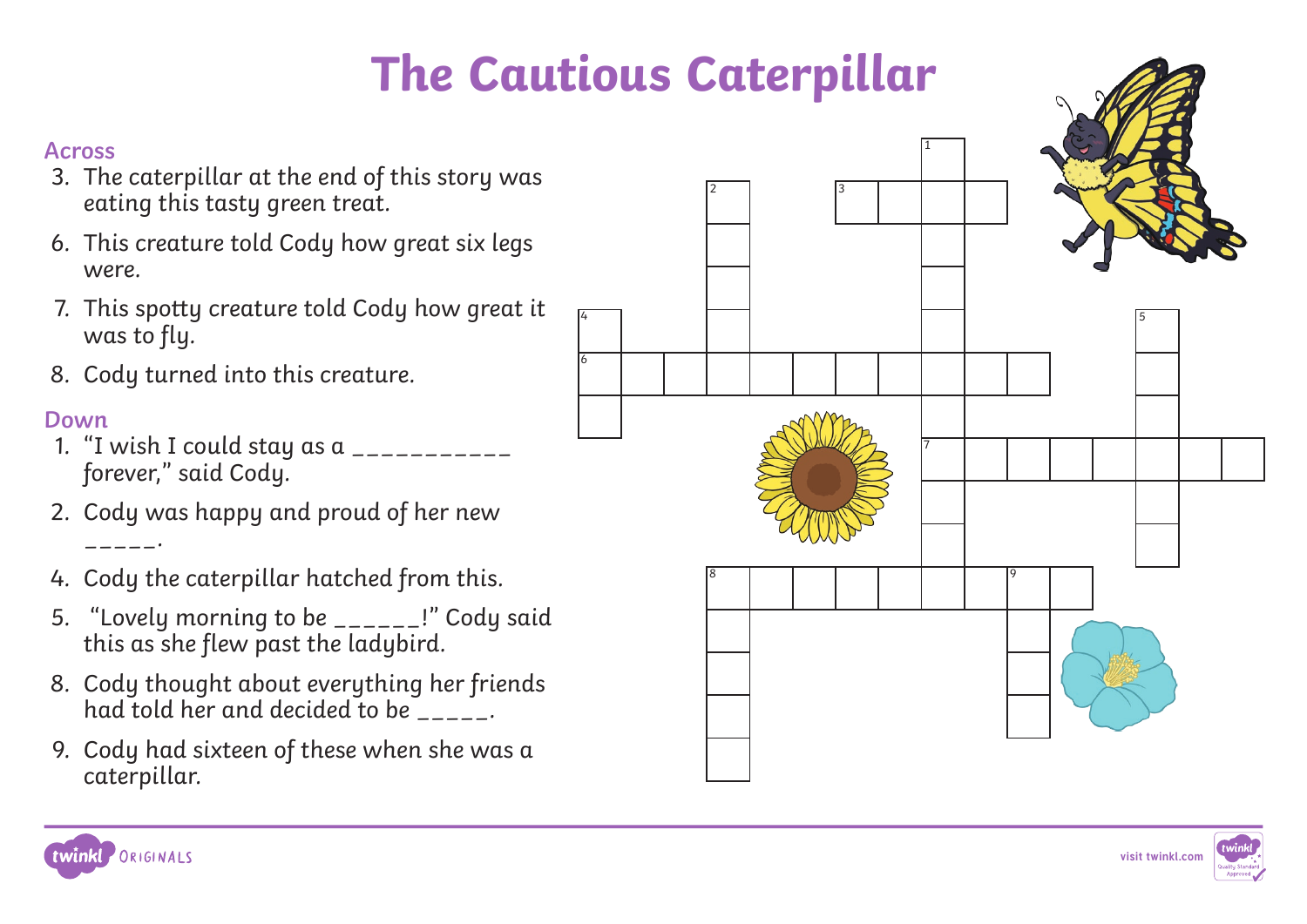# The Cautious Caterpillar

## Across

3. The caterpillar at the end of this story was eating this tasty green treat.
6. This creature told Cody how great six legs were.
7. This spotty creature told Cody how great it was to fly.
8. Cody turned into this creature.

## Down

1. "I wish I could stay as a ___________ forever," said Cody.
2. Cody was happy and proud of her new _____.
4. Cody the caterpillar hatched from this.
5. "Lovely morning to be ______!" Cody said this as she flew past the ladybird.
8. Cody thought about everything her friends had told her and decided to be _____.
9. Cody had sixteen of these when she was a caterpillar.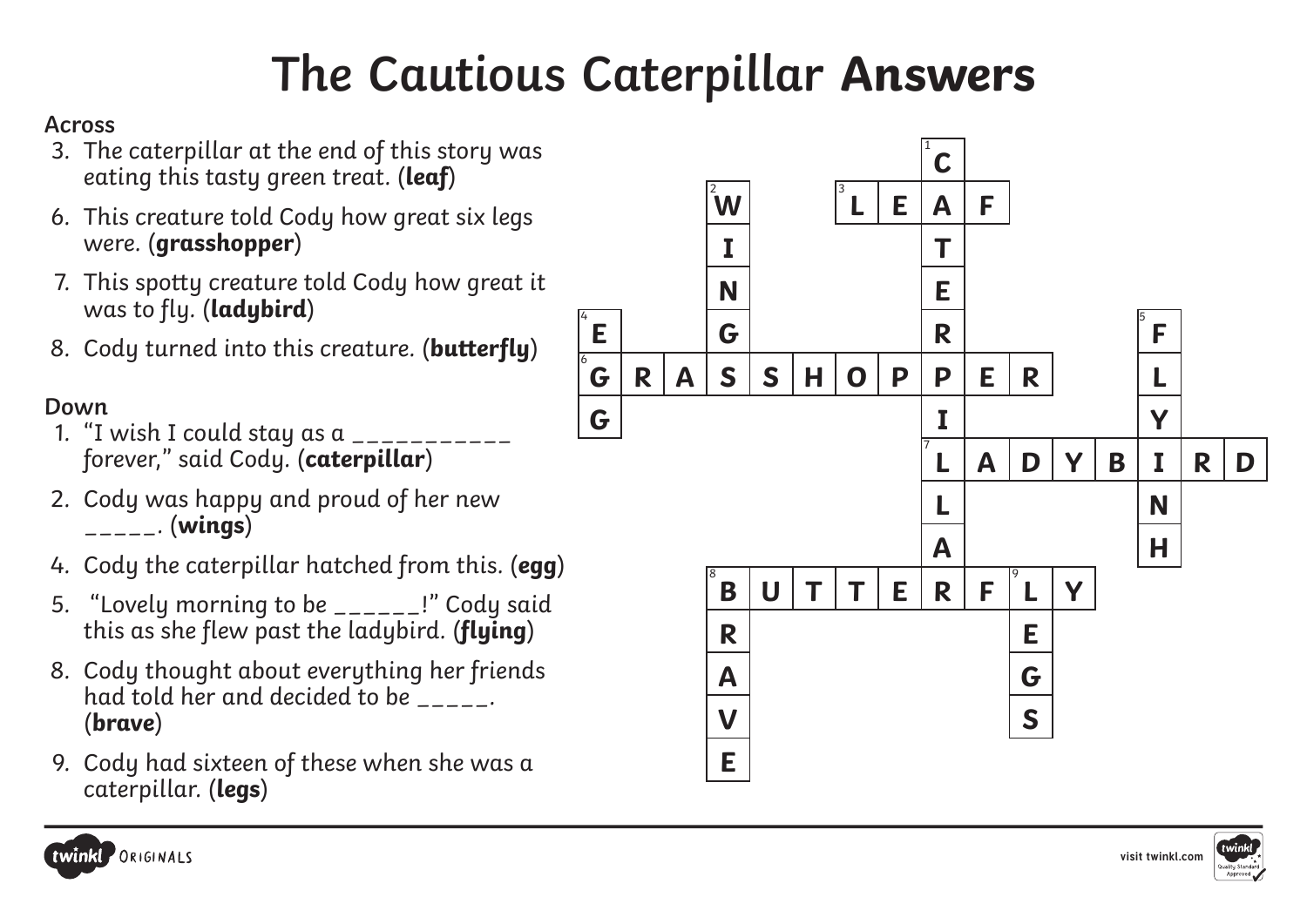# The Cautious Caterpillar **Answers**

**Across**

3. *The caterpillar at the end of this story was eating this tasty green treat.* (***leaf***)
6. *This creature told Cody how great six legs were.* (***grasshopper***)
7. *This spotty creature told Cody how great it was to fly.* (***ladybird***)
8. *Cody turned into this creature.* (***butterfly***)

**Down**

1. *"I wish I could stay as a ___________ forever," said Cody.* (***caterpillar***)
2. *Cody was happy and proud of her new _____.* (***wings***)
4. *Cody the caterpillar hatched from this.* (***egg***)
5. *"Lovely morning to be ______!" Cody said this as she flew past the ladybird.* (***flying***)
8. *Cody thought about everything her friends had told her and decided to be _____.* (***brave***)
9. *Cody had sixteen of these when she was a caterpillar.* (***legs***)